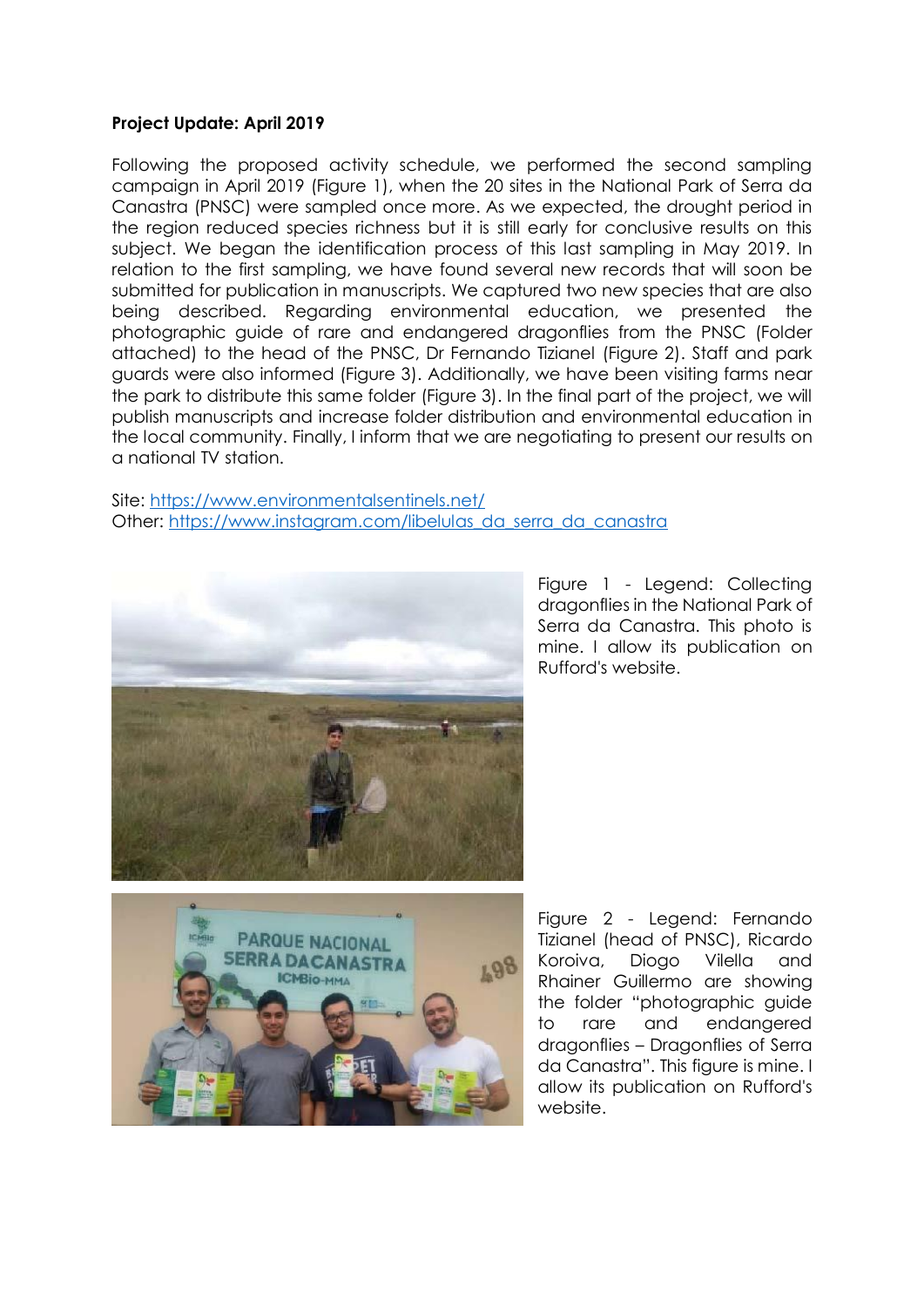**Project Update: April 2019**

Following the proposed activity schedule, we performed the second sampling campaign in April 2019 (Figure 1), when the 20 sites in the National Park of Serra da Canastra (PNSC) were sampled once more. As we expected, the drought period in the region reduced species richness but it is still early for conclusive results on this subject. We began the identification process of this last sampling in May 2019. In relation to the first sampling, we have found several new records that will soon be submitted for publication in manuscripts. We captured two new species that are also being described. Regarding environmental education, we presented the photographic guide of rare and endangered dragonflies from the PNSC (Folder attached) to the head of the PNSC, Dr Fernando Tizianel (Figure 2). Staff and park guards were also informed (Figure 3). Additionally, we have been visiting farms near the park to distribute this same folder (Figure 3). In the final part of the project, we will publish manuscripts and increase folder distribution and environmental education in the local community. Finally, I inform that we are negotiating to present our results on a national TV station.

Site: [https://www.environmentalsentinels.net/](https://www.environmentalsentinels.net/)
Other: [https://www.instagram.com/libelulas_da_serra_da_canastra](https://www.instagram.com/libelulas_da_serra_da_canastra)

Figure 1 - Legend: Collecting dragonflies in the National Park of Serra da Canastra. This photo is mine. I allow its publication on Rufford's website.

Figure 2 - Legend: Fernando Tizianel (head of PNSC), Ricardo Koroiva, Diogo Vilela and Rhainer Guillermo are showing the folder "photographic guide to rare and endangered dragonflies – Dragonflies of Serra da Canastra". This figure is mine. I allow its publication on Rufford's website.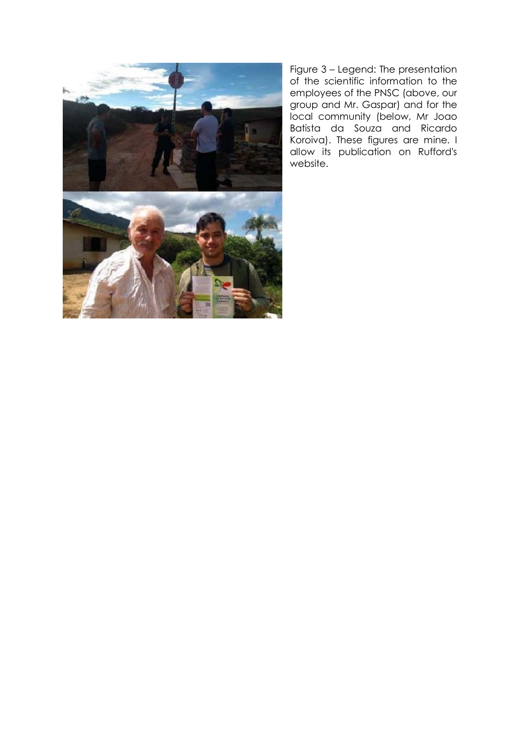Figure 3 – Legend: The presentation of the scientific information to the employees of the PNSC (above, our group and Mr. Gaspar) and for the local community (below, Mr Joao Batista da Souza and Ricardo Koroiva). These figures are mine. I allow its publication on Rufford's website.